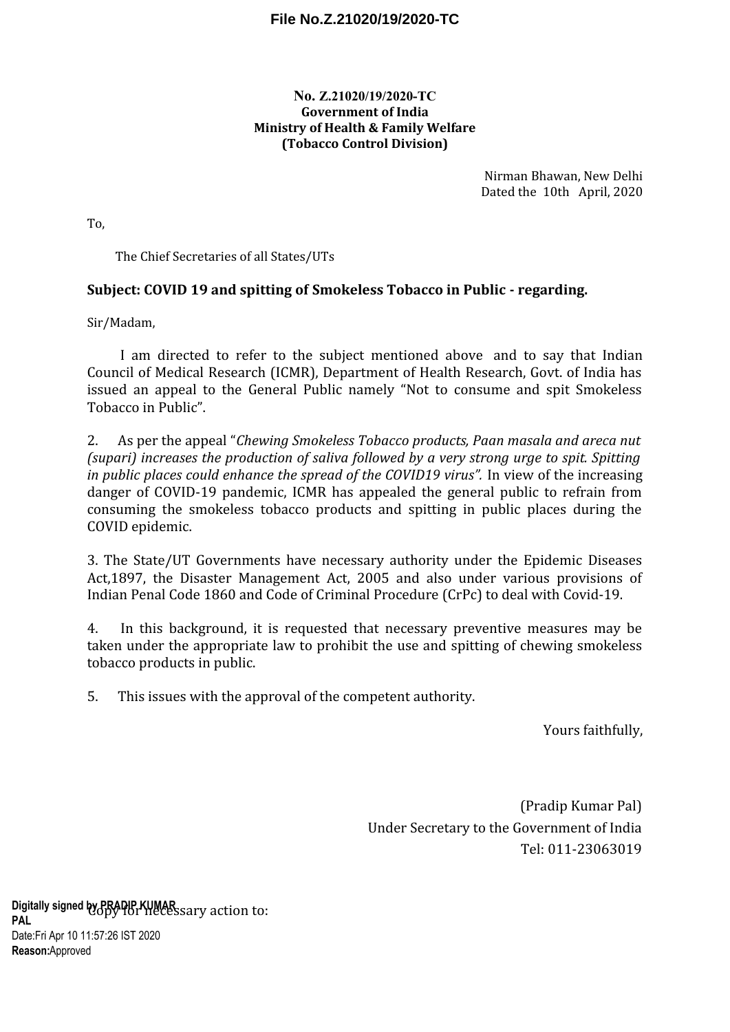**No. Z.21020/19/2020-TC**
**Government of India**
**Ministry of Health & Family Welfare**
**(Tobacco Control Division)**

Nirman Bhawan, New Delhi
Dated the 10th April, 2020

To,

The Chief Secretaries of all States/UTs

**Subject: COVID 19 and spitting of Smokeless Tobacco in Public - regarding.**

Sir/Madam,

I am directed to refer to the subject mentioned above and to say that Indian Council of Medical Research (ICMR), Department of Health Research, Govt. of India has issued an appeal to the General Public namely "Not to consume and spit Smokeless Tobacco in Public".

2. As per the appeal "*Chewing Smokeless Tobacco products, Paan masala and areca nut (supari) increases the production of saliva followed by a very strong urge to spit. Spitting in public places could enhance the spread of the COVID19 virus".* In view of the increasing danger of COVID-19 pandemic, ICMR has appealed the general public to refrain from consuming the smokeless tobacco products and spitting in public places during the COVID epidemic.

3. The State/UT Governments have necessary authority under the Epidemic Diseases Act,1897, the Disaster Management Act, 2005 and also under various provisions of Indian Penal Code 1860 and Code of Criminal Procedure (CrPc) to deal with Covid-19.

4. In this background, it is requested that necessary preventive measures may be taken under the appropriate law to prohibit the use and spitting of chewing smokeless tobacco products in public.

5. This issues with the approval of the competent authority.

Yours faithfully,

(Pradip Kumar Pal)
Under Secretary to the Government of India
Tel: 011-23063019

Digitally signed by PRADIP KUMAR PAL
Date:Fri Apr 10 11:57:26 IST 2020
**Reason:**Approved

Copy for necessary action to: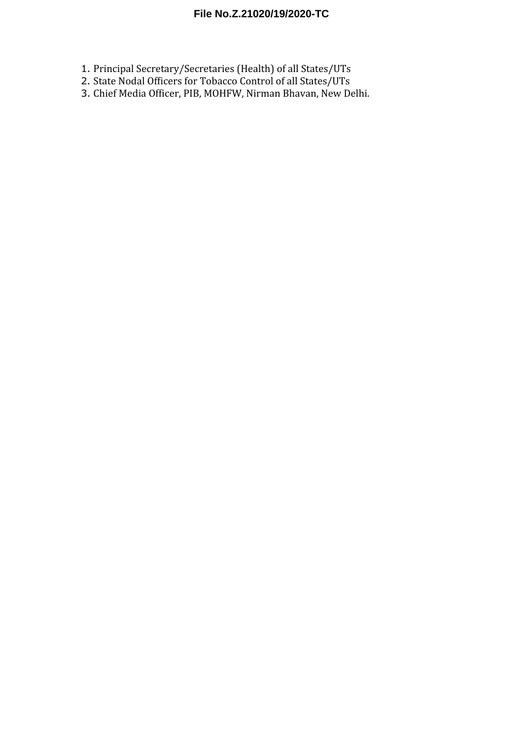1. Principal Secretary/Secretaries (Health) of all States/UTs
2. State Nodal Officers for Tobacco Control of all States/UTs
3. Chief Media Officer, PIB, MOHFW, Nirman Bhavan, New Delhi.